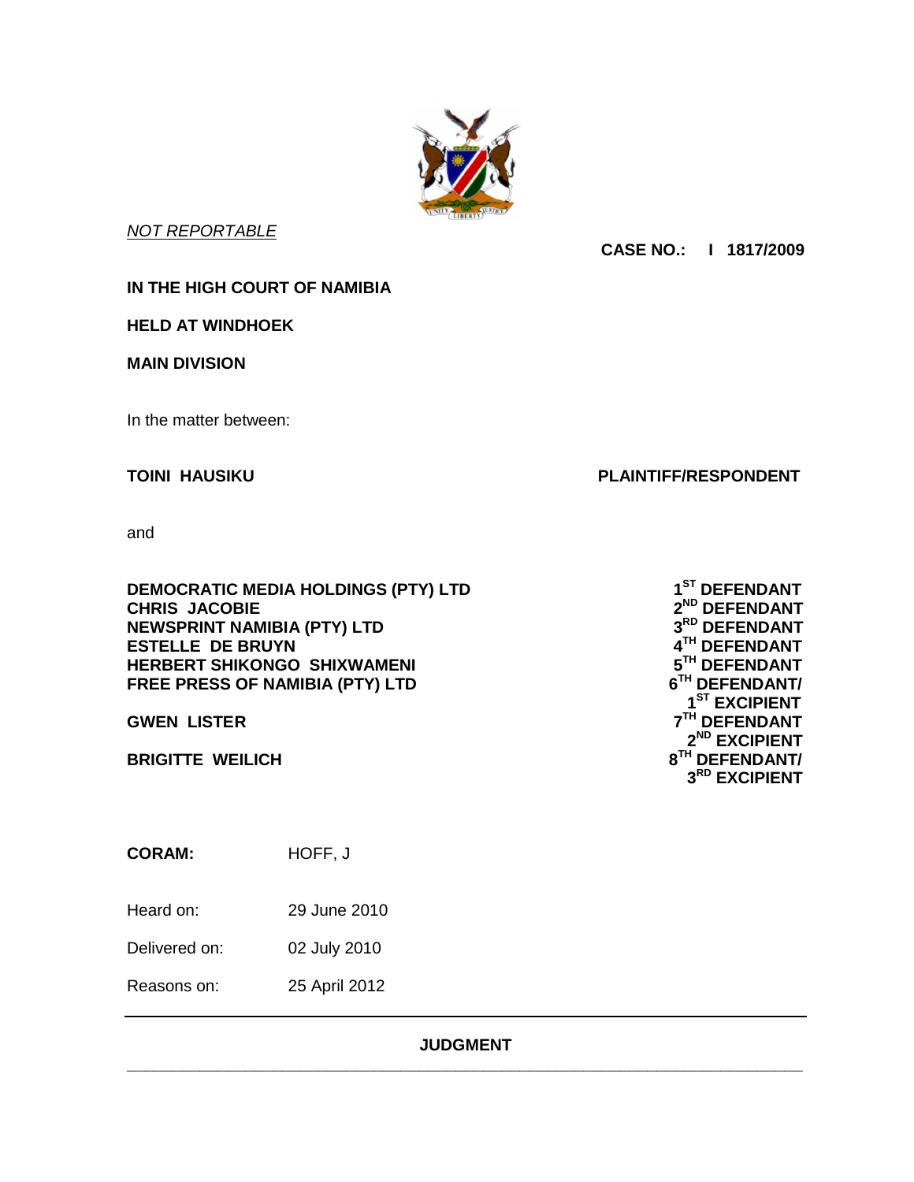*NOT REPORTABLE*

**CASE NO.: I 1817/2009**

**IN THE HIGH COURT OF NAMIBIA**

**HELD AT WINDHOEK**

**MAIN DIVISION**

In the matter between:

| | |
|---|---|
| **TOINI HAUSIKU** | **PLAINTIFF/RESPONDENT** |

and

| | |
|---|---|
| **DEMOCRATIC MEDIA HOLDINGS (PTY) LTD** | **1ST DEFENDANT** |
| **CHRIS JACOBIE** | **2ND DEFENDANT** |
| **NEWSPRINT NAMIBIA (PTY) LTD** | **3RD DEFENDANT** |
| **ESTELLE DE BRUYN** | **4TH DEFENDANT** |
| **HERBERT SHIKONGO SHIXWAMENI** | **5TH DEFENDANT** |
| **FREE PRESS OF NAMIBIA (PTY) LTD** | **6TH DEFENDANT/ 1ST EXCIPIENT** |
| **GWEN LISTER** | **7TH DEFENDANT 2ND EXCIPIENT** |
| **BRIGITTE WEILICH** | **8TH DEFENDANT/ 3RD EXCIPIENT** |

**CORAM:** HOFF, J

Heard on: 29 June 2010

Delivered on: 02 July 2010

Reasons on: 25 April 2012

---

**JUDGMENT**

---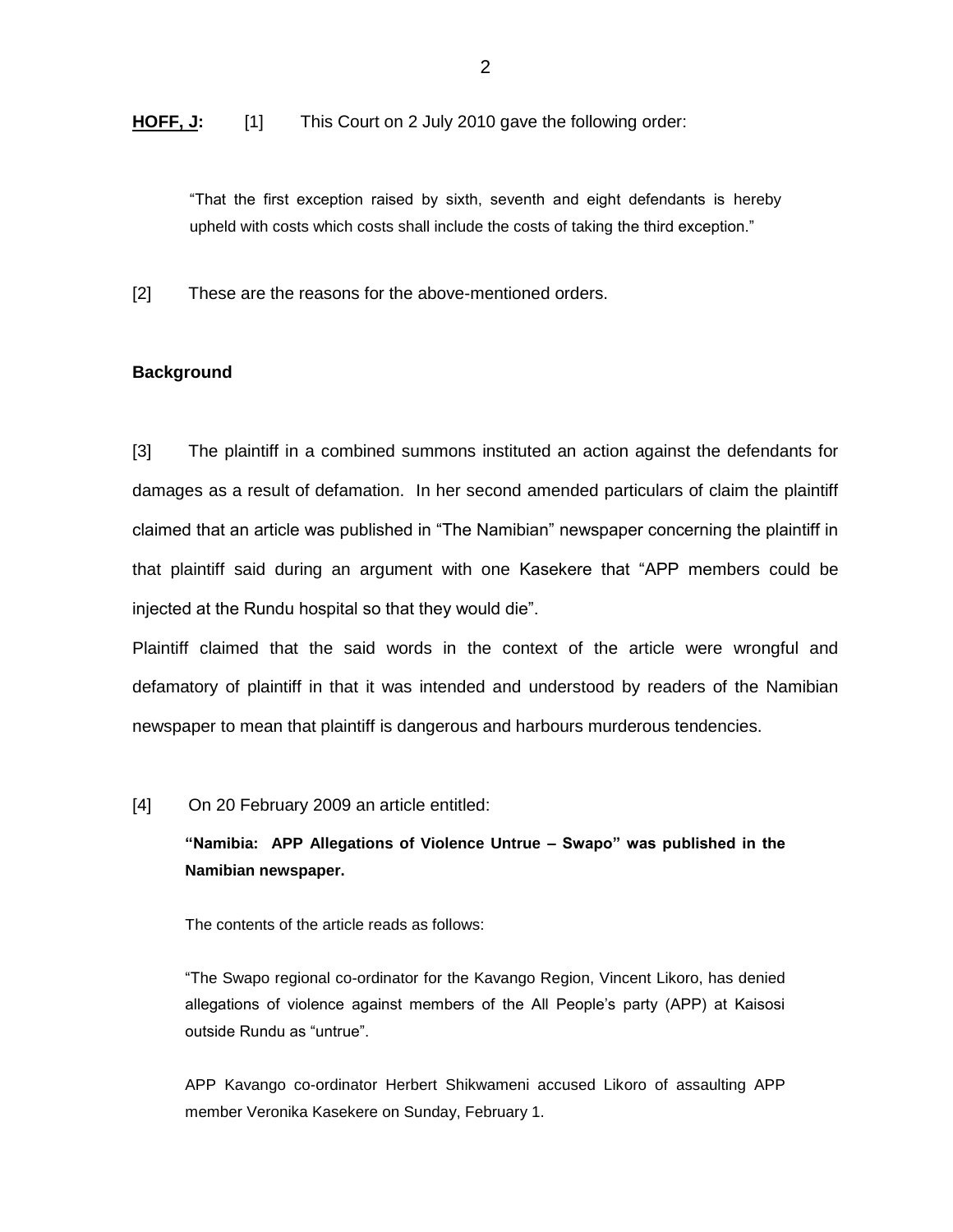**HOFF, J:** [1] This Court on 2 July 2010 gave the following order:

> "That the first exception raised by sixth, seventh and eight defendants is hereby upheld with costs which costs shall include the costs of taking the third exception."

[2] These are the reasons for the above-mentioned orders.

**Background**

[3] The plaintiff in a combined summons instituted an action against the defendants for damages as a result of defamation. In her second amended particulars of claim the plaintiff claimed that an article was published in "The Namibian" newspaper concerning the plaintiff in that plaintiff said during an argument with one Kasekere that "APP members could be injected at the Rundu hospital so that they would die".

Plaintiff claimed that the said words in the context of the article were wrongful and defamatory of plaintiff in that it was intended and understood by readers of the Namibian newspaper to mean that plaintiff is dangerous and harbours murderous tendencies.

[4] On 20 February 2009 an article entitled:

> **"Namibia: APP Allegations of Violence Untrue – Swapo" was published in the Namibian newspaper.**
>
> The contents of the article reads as follows:
>
> "The Swapo regional co-ordinator for the Kavango Region, Vincent Likoro, has denied allegations of violence against members of the All People's party (APP) at Kaisosi outside Rundu as "untrue".
>
> APP Kavango co-ordinator Herbert Shikwameni accused Likoro of assaulting APP member Veronika Kasekere on Sunday, February 1.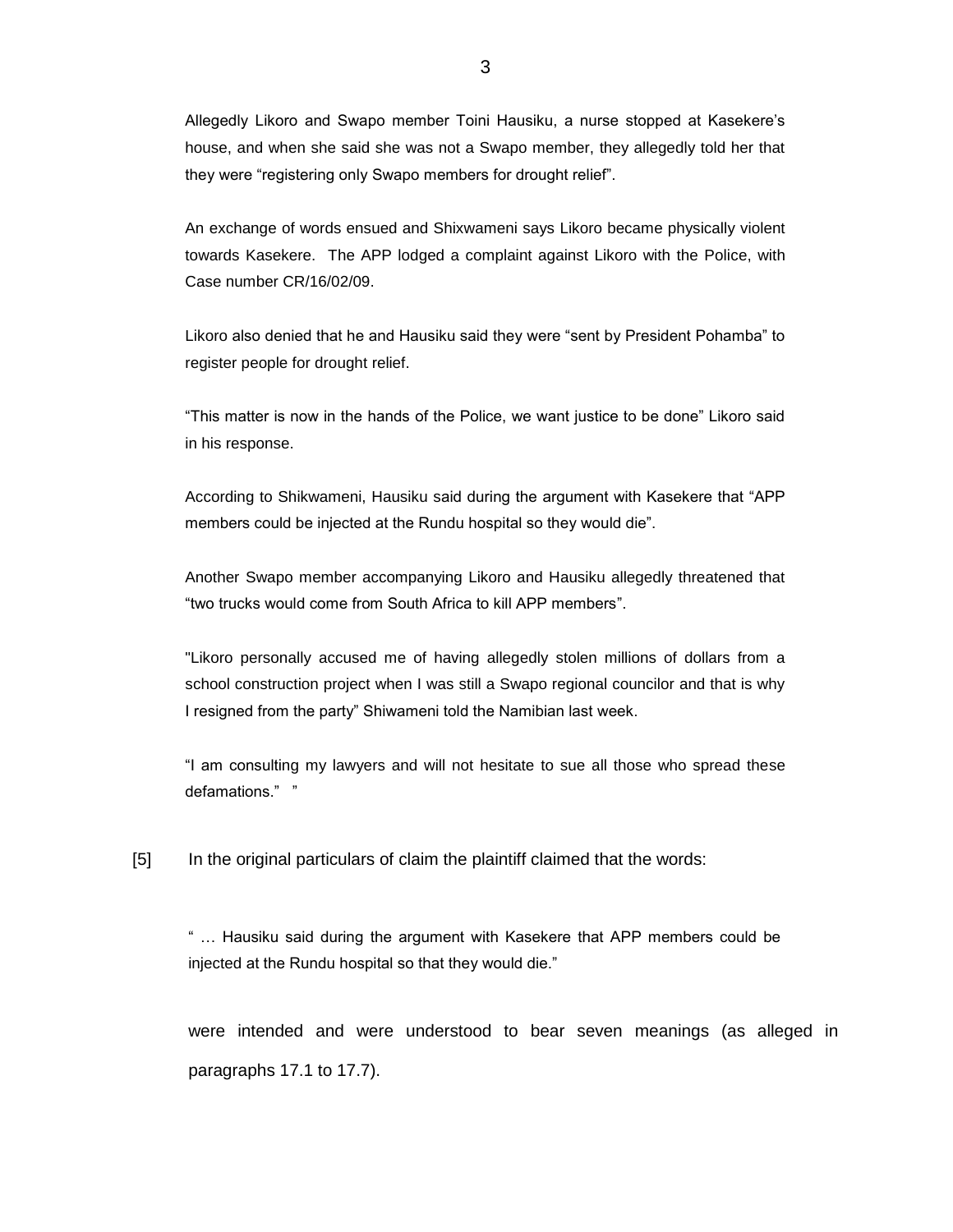> Allegedly Likoro and Swapo member Toini Hausiku, a nurse stopped at Kasekere's house, and when she said she was not a Swapo member, they allegedly told her that they were "registering only Swapo members for drought relief".
>
> An exchange of words ensued and Shixwameni says Likoro became physically violent towards Kasekere. The APP lodged a complaint against Likoro with the Police, with Case number CR/16/02/09.
>
> Likoro also denied that he and Hausiku said they were "sent by President Pohamba" to register people for drought relief.
>
> "This matter is now in the hands of the Police, we want justice to be done" Likoro said in his response.
>
> According to Shikwameni, Hausiku said during the argument with Kasekere that "APP members could be injected at the Rundu hospital so they would die".
>
> Another Swapo member accompanying Likoro and Hausiku allegedly threatened that "two trucks would come from South Africa to kill APP members".
>
> "Likoro personally accused me of having allegedly stolen millions of dollars from a school construction project when I was still a Swapo regional councilor and that is why I resigned from the party" Shiwameni told the Namibian last week.
>
> "I am consulting my lawyers and will not hesitate to sue all those who spread these defamations." "

[5] In the original particulars of claim the plaintiff claimed that the words:

> " … Hausiku said during the argument with Kasekere that APP members could be injected at the Rundu hospital so that they would die."

were intended and were understood to bear seven meanings (as alleged in paragraphs 17.1 to 17.7).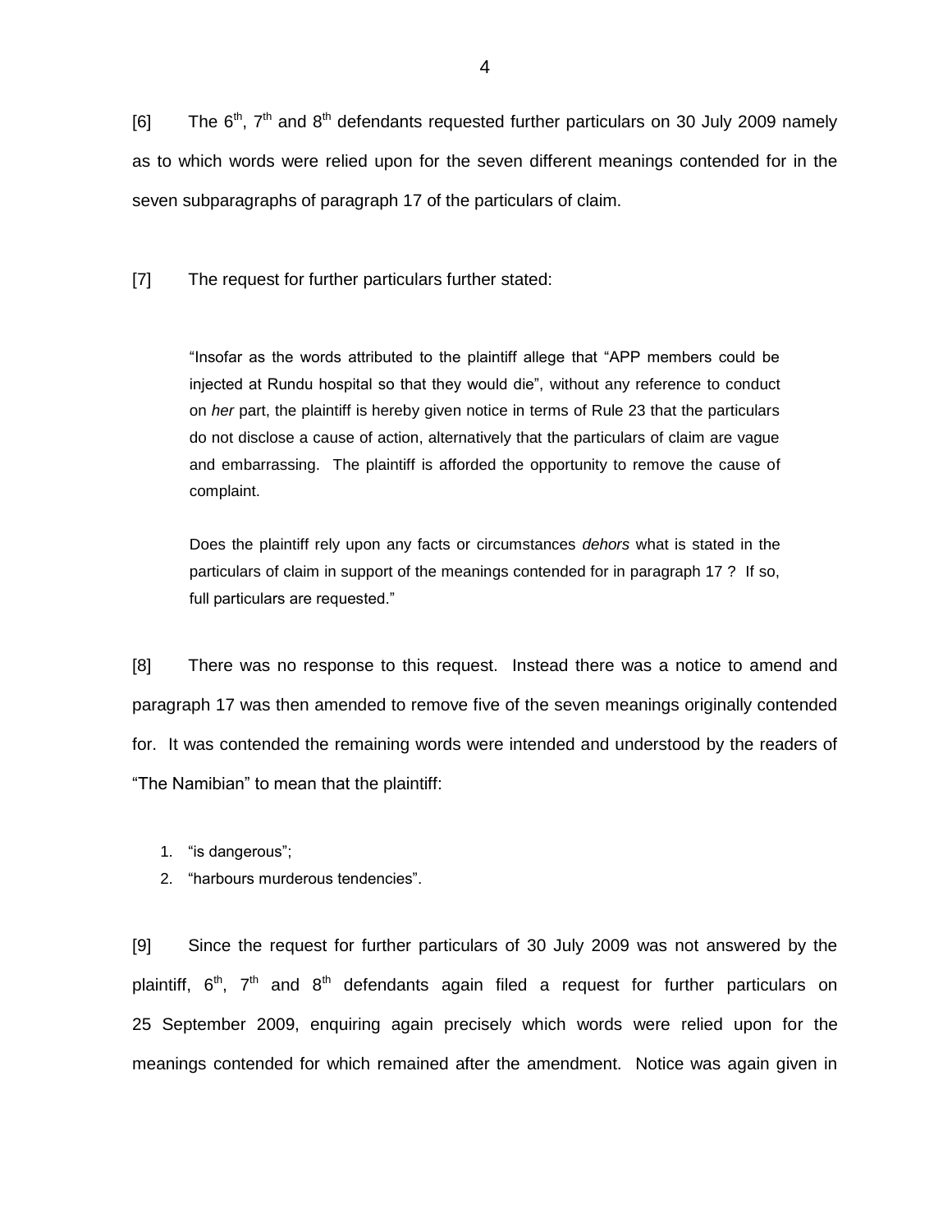[6] The 6th, 7th and 8th defendants requested further particulars on 30 July 2009 namely as to which words were relied upon for the seven different meanings contended for in the seven subparagraphs of paragraph 17 of the particulars of claim.

[7] The request for further particulars further stated:

> "Insofar as the words attributed to the plaintiff allege that "APP members could be injected at Rundu hospital so that they would die", without any reference to conduct on *her* part, the plaintiff is hereby given notice in terms of Rule 23 that the particulars do not disclose a cause of action, alternatively that the particulars of claim are vague and embarrassing. The plaintiff is afforded the opportunity to remove the cause of complaint.
>
> Does the plaintiff rely upon any facts or circumstances *dehors* what is stated in the particulars of claim in support of the meanings contended for in paragraph 17 ? If so, full particulars are requested."

[8] There was no response to this request. Instead there was a notice to amend and paragraph 17 was then amended to remove five of the seven meanings originally contended for. It was contended the remaining words were intended and understood by the readers of "The Namibian" to mean that the plaintiff:

1. "is dangerous";
2. "harbours murderous tendencies".

[9] Since the request for further particulars of 30 July 2009 was not answered by the plaintiff, 6th, 7th and 8th defendants again filed a request for further particulars on 25 September 2009, enquiring again precisely which words were relied upon for the meanings contended for which remained after the amendment. Notice was again given in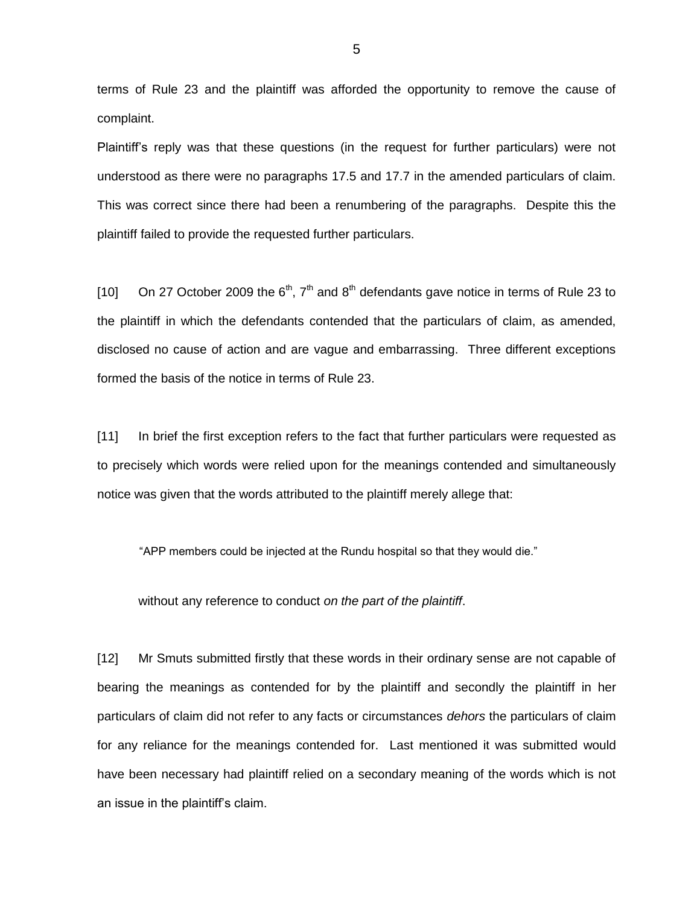terms of Rule 23 and the plaintiff was afforded the opportunity to remove the cause of complaint.

Plaintiff's reply was that these questions (in the request for further particulars) were not understood as there were no paragraphs 17.5 and 17.7 in the amended particulars of claim. This was correct since there had been a renumbering of the paragraphs. Despite this the plaintiff failed to provide the requested further particulars.

[10] On 27 October 2009 the 6th, 7th and 8th defendants gave notice in terms of Rule 23 to the plaintiff in which the defendants contended that the particulars of claim, as amended, disclosed no cause of action and are vague and embarrassing. Three different exceptions formed the basis of the notice in terms of Rule 23.

[11] In brief the first exception refers to the fact that further particulars were requested as to precisely which words were relied upon for the meanings contended and simultaneously notice was given that the words attributed to the plaintiff merely allege that:

> "APP members could be injected at the Rundu hospital so that they would die."

without any reference to conduct *on the part of the plaintiff*.

[12] Mr Smuts submitted firstly that these words in their ordinary sense are not capable of bearing the meanings as contended for by the plaintiff and secondly the plaintiff in her particulars of claim did not refer to any facts or circumstances *dehors* the particulars of claim for any reliance for the meanings contended for. Last mentioned it was submitted would have been necessary had plaintiff relied on a secondary meaning of the words which is not an issue in the plaintiff's claim.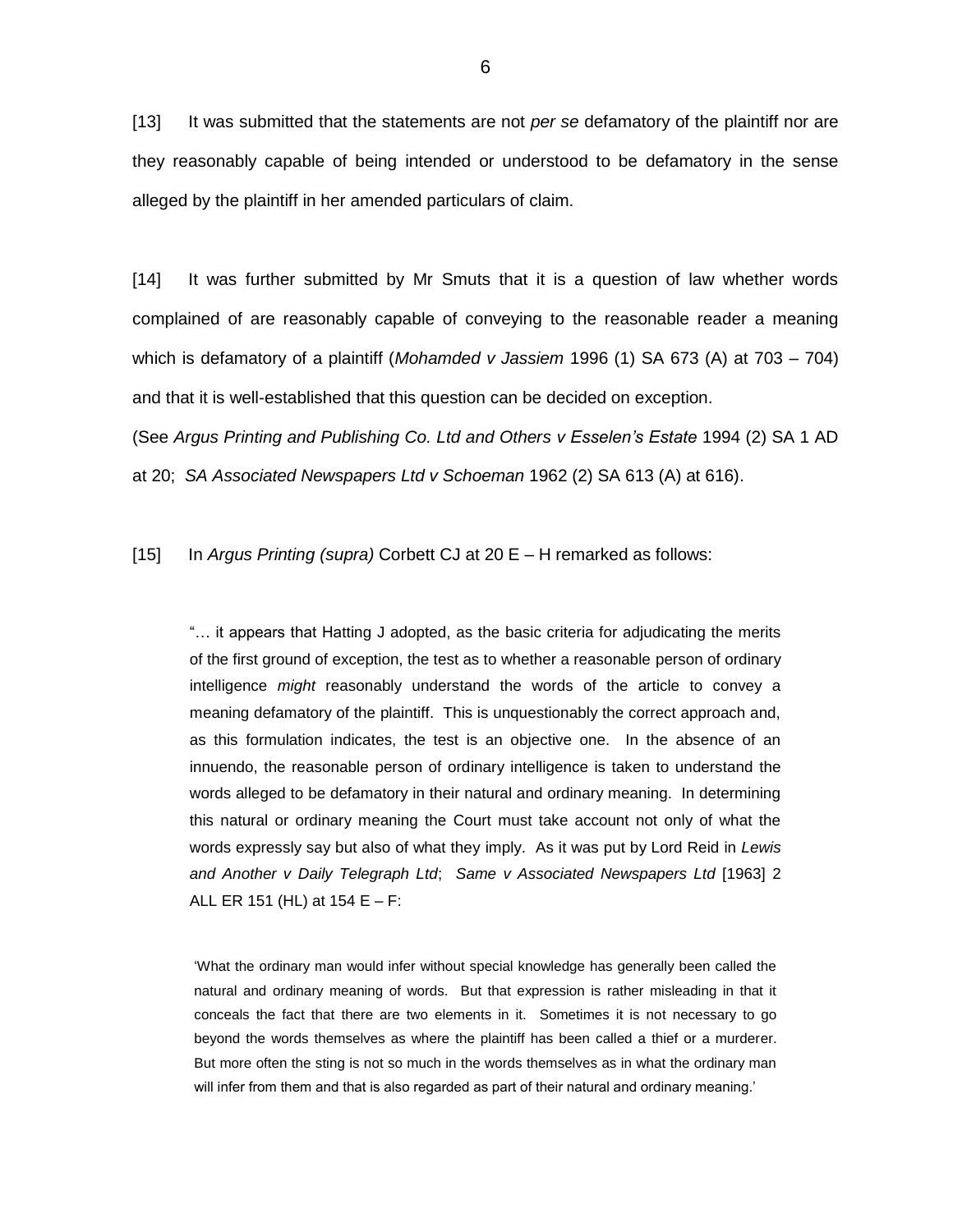[13] It was submitted that the statements are not *per se* defamatory of the plaintiff nor are they reasonably capable of being intended or understood to be defamatory in the sense alleged by the plaintiff in her amended particulars of claim.

[14] It was further submitted by Mr Smuts that it is a question of law whether words complained of are reasonably capable of conveying to the reasonable reader a meaning which is defamatory of a plaintiff (*Mohamded v Jassiem* 1996 (1) SA 673 (A) at 703 – 704) and that it is well-established that this question can be decided on exception.

(See *Argus Printing and Publishing Co. Ltd and Others v Esselen's Estate* 1994 (2) SA 1 AD at 20; *SA Associated Newspapers Ltd v Schoeman* 1962 (2) SA 613 (A) at 616).

[15] In *Argus Printing (supra)* Corbett CJ at 20 E – H remarked as follows:

> "… it appears that Hatting J adopted, as the basic criteria for adjudicating the merits of the first ground of exception, the test as to whether a reasonable person of ordinary intelligence *might* reasonably understand the words of the article to convey a meaning defamatory of the plaintiff. This is unquestionably the correct approach and, as this formulation indicates, the test is an objective one. In the absence of an innuendo, the reasonable person of ordinary intelligence is taken to understand the words alleged to be defamatory in their natural and ordinary meaning. In determining this natural or ordinary meaning the Court must take account not only of what the words expressly say but also of what they imply. As it was put by Lord Reid in *Lewis and Another v Daily Telegraph Ltd*; *Same v Associated Newspapers Ltd* [1963] 2 ALL ER 151 (HL) at 154 E – F:
>
> > 'What the ordinary man would infer without special knowledge has generally been called the natural and ordinary meaning of words. But that expression is rather misleading in that it conceals the fact that there are two elements in it. Sometimes it is not necessary to go beyond the words themselves as where the plaintiff has been called a thief or a murderer. But more often the sting is not so much in the words themselves as in what the ordinary man will infer from them and that is also regarded as part of their natural and ordinary meaning.'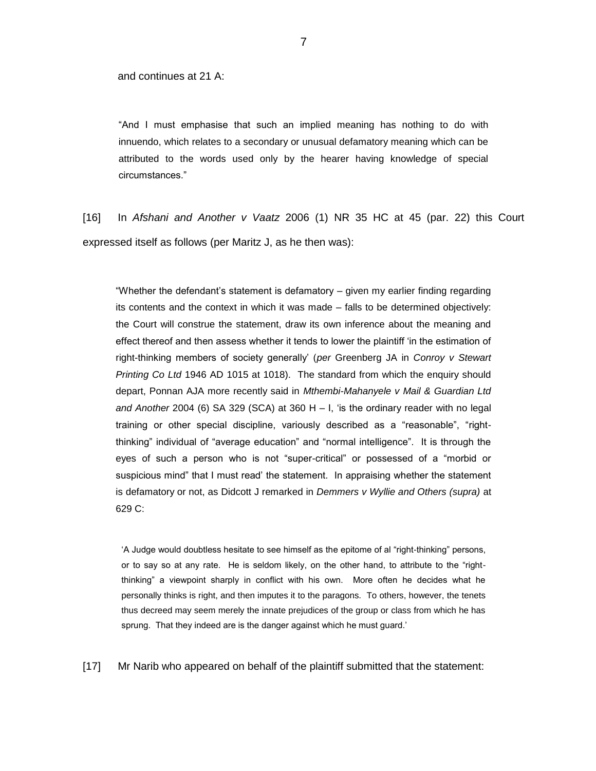and continues at 21 A:

> "And I must emphasise that such an implied meaning has nothing to do with innuendo, which relates to a secondary or unusual defamatory meaning which can be attributed to the words used only by the hearer having knowledge of special circumstances."

[16] In *Afshani and Another v Vaatz* 2006 (1) NR 35 HC at 45 (par. 22) this Court expressed itself as follows (per Maritz J, as he then was):

> "Whether the defendant's statement is defamatory – given my earlier finding regarding its contents and the context in which it was made – falls to be determined objectively: the Court will construe the statement, draw its own inference about the meaning and effect thereof and then assess whether it tends to lower the plaintiff 'in the estimation of right-thinking members of society generally' (*per* Greenberg JA in *Conroy v Stewart Printing Co Ltd* 1946 AD 1015 at 1018). The standard from which the enquiry should depart, Ponnan AJA more recently said in *Mthembi-Mahanyele v Mail & Guardian Ltd and Another* 2004 (6) SA 329 (SCA) at 360 H – I, 'is the ordinary reader with no legal training or other special discipline, variously described as a "reasonable", "right-thinking" individual of "average education" and "normal intelligence". It is through the eyes of such a person who is not "super-critical" or possessed of a "morbid or suspicious mind" that I must read' the statement. In appraising whether the statement is defamatory or not, as Didcott J remarked in *Demmers v Wyllie and Others (supra)* at 629 C:
>
> > 'A Judge would doubtless hesitate to see himself as the epitome of al "right-thinking" persons, or to say so at any rate. He is seldom likely, on the other hand, to attribute to the "right-thinking" a viewpoint sharply in conflict with his own. More often he decides what he personally thinks is right, and then imputes it to the paragons. To others, however, the tenets thus decreed may seem merely the innate prejudices of the group or class from which he has sprung. That they indeed are is the danger against which he must guard.'

[17] Mr Narib who appeared on behalf of the plaintiff submitted that the statement: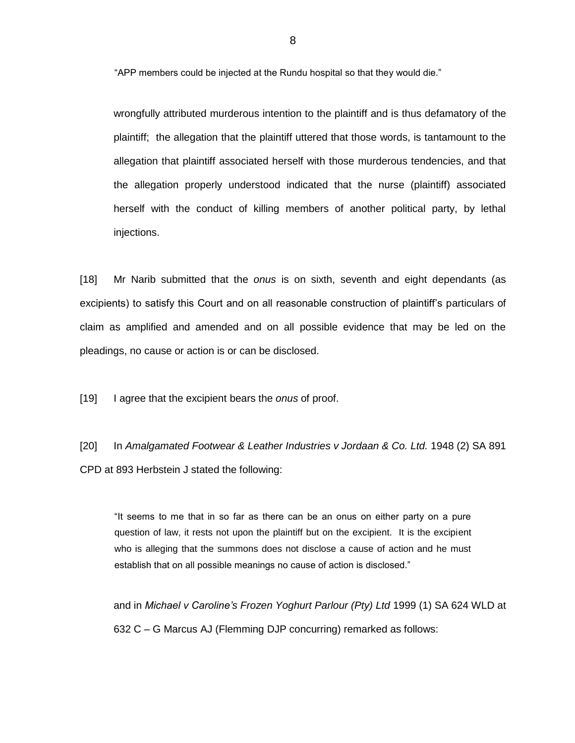> "APP members could be injected at the Rundu hospital so that they would die."

wrongfully attributed murderous intention to the plaintiff and is thus defamatory of the plaintiff; the allegation that the plaintiff uttered that those words, is tantamount to the allegation that plaintiff associated herself with those murderous tendencies, and that the allegation properly understood indicated that the nurse (plaintiff) associated herself with the conduct of killing members of another political party, by lethal injections.

[18] Mr Narib submitted that the *onus* is on sixth, seventh and eight dependants (as excipients) to satisfy this Court and on all reasonable construction of plaintiff's particulars of claim as amplified and amended and on all possible evidence that may be led on the pleadings, no cause or action is or can be disclosed.

[19] I agree that the excipient bears the *onus* of proof.

[20] In *Amalgamated Footwear & Leather Industries v Jordaan & Co. Ltd.* 1948 (2) SA 891 CPD at 893 Herbstein J stated the following:

> "It seems to me that in so far as there can be an onus on either party on a pure question of law, it rests not upon the plaintiff but on the excipient. It is the excipient who is alleging that the summons does not disclose a cause of action and he must establish that on all possible meanings no cause of action is disclosed."

and in *Michael v Caroline's Frozen Yoghurt Parlour (Pty) Ltd* 1999 (1) SA 624 WLD at 632 C – G Marcus AJ (Flemming DJP concurring) remarked as follows: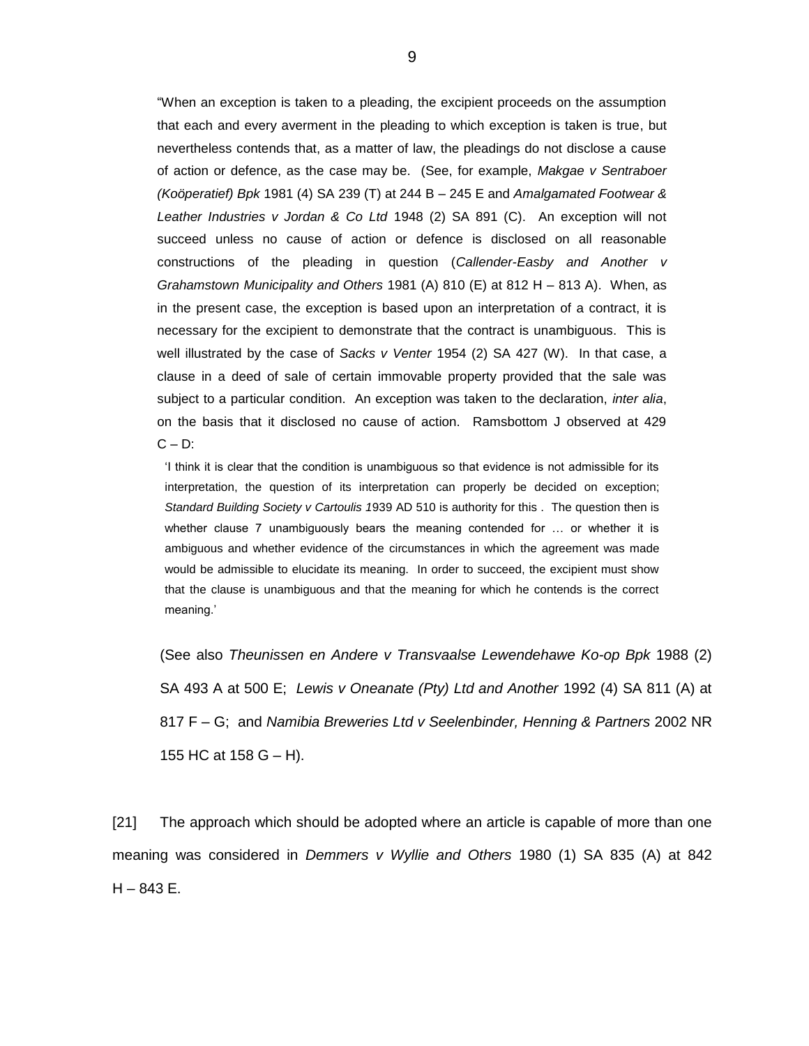> "When an exception is taken to a pleading, the excipient proceeds on the assumption that each and every averment in the pleading to which exception is taken is true, but nevertheless contends that, as a matter of law, the pleadings do not disclose a cause of action or defence, as the case may be. (See, for example, *Makgae v Sentraboer (Koöperatief) Bpk* 1981 (4) SA 239 (T) at 244 B – 245 E and *Amalgamated Footwear & Leather Industries v Jordan & Co Ltd* 1948 (2) SA 891 (C). An exception will not succeed unless no cause of action or defence is disclosed on all reasonable constructions of the pleading in question (*Callender-Easby and Another v Grahamstown Municipality and Others* 1981 (A) 810 (E) at 812 H – 813 A). When, as in the present case, the exception is based upon an interpretation of a contract, it is necessary for the excipient to demonstrate that the contract is unambiguous. This is well illustrated by the case of *Sacks v Venter* 1954 (2) SA 427 (W). In that case, a clause in a deed of sale of certain immovable property provided that the sale was subject to a particular condition. An exception was taken to the declaration, *inter alia*, on the basis that it disclosed no cause of action. Ramsbottom J observed at 429 C – D:
>
> > 'I think it is clear that the condition is unambiguous so that evidence is not admissible for its interpretation, the question of its interpretation can properly be decided on exception; *Standard Building Society v Cartoulis 1*939 AD 510 is authority for this . The question then is whether clause 7 unambiguously bears the meaning contended for … or whether it is ambiguous and whether evidence of the circumstances in which the agreement was made would be admissible to elucidate its meaning. In order to succeed, the excipient must show that the clause is unambiguous and that the meaning for which he contends is the correct meaning.'
>
> (See also *Theunissen en Andere v Transvaalse Lewendehawe Ko-op Bpk* 1988 (2) SA 493 A at 500 E; *Lewis v Oneanate (Pty) Ltd and Another* 1992 (4) SA 811 (A) at 817 F – G; and *Namibia Breweries Ltd v Seelenbinder, Henning & Partners* 2002 NR 155 HC at 158 G – H).

[21] The approach which should be adopted where an article is capable of more than one meaning was considered in *Demmers v Wyllie and Others* 1980 (1) SA 835 (A) at 842 H – 843 E.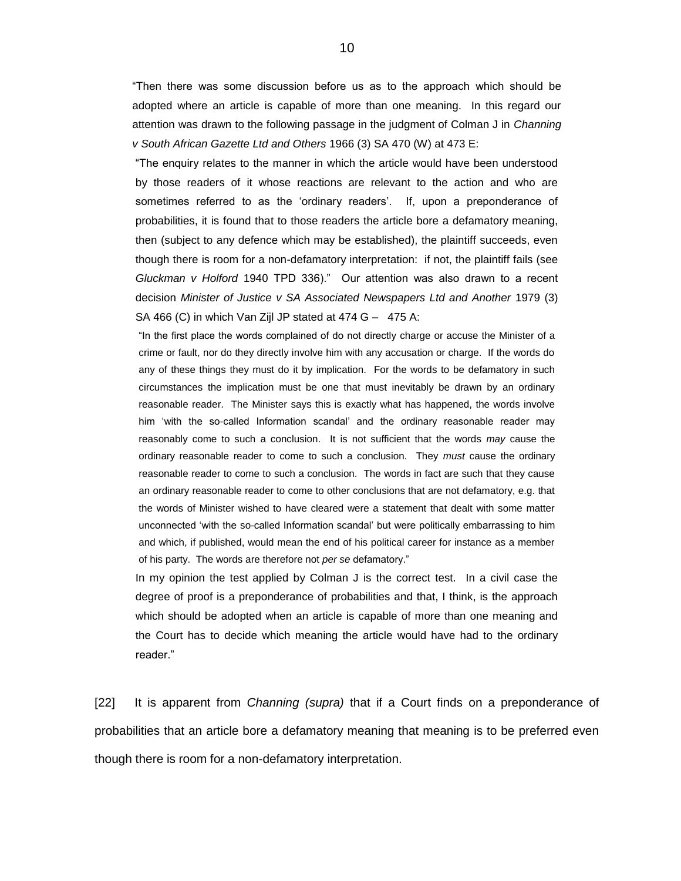> "Then there was some discussion before us as to the approach which should be adopted where an article is capable of more than one meaning. In this regard our attention was drawn to the following passage in the judgment of Colman J in *Channing v South African Gazette Ltd and Others* 1966 (3) SA 470 (W) at 473 E:
>
> "The enquiry relates to the manner in which the article would have been understood by those readers of it whose reactions are relevant to the action and who are sometimes referred to as the 'ordinary readers'. If, upon a preponderance of probabilities, it is found that to those readers the article bore a defamatory meaning, then (subject to any defence which may be established), the plaintiff succeeds, even though there is room for a non-defamatory interpretation: if not, the plaintiff fails (see *Gluckman v Holford* 1940 TPD 336)." Our attention was also drawn to a recent decision *Minister of Justice v SA Associated Newspapers Ltd and Another* 1979 (3) SA 466 (C) in which Van Zijl JP stated at 474 G – 475 A:
>
> > "In the first place the words complained of do not directly charge or accuse the Minister of a crime or fault, nor do they directly involve him with any accusation or charge. If the words do any of these things they must do it by implication. For the words to be defamatory in such circumstances the implication must be one that must inevitably be drawn by an ordinary reasonable reader. The Minister says this is exactly what has happened, the words involve him 'with the so-called Information scandal' and the ordinary reasonable reader may reasonably come to such a conclusion. It is not sufficient that the words *may* cause the ordinary reasonable reader to come to such a conclusion. They *must* cause the ordinary reasonable reader to come to such a conclusion. The words in fact are such that they cause an ordinary reasonable reader to come to other conclusions that are not defamatory, e.g. that the words of Minister wished to have cleared were a statement that dealt with some matter unconnected 'with the so-called Information scandal' but were politically embarrassing to him and which, if published, would mean the end of his political career for instance as a member of his party. The words are therefore not *per se* defamatory."
>
> In my opinion the test applied by Colman J is the correct test. In a civil case the degree of proof is a preponderance of probabilities and that, I think, is the approach which should be adopted when an article is capable of more than one meaning and the Court has to decide which meaning the article would have had to the ordinary reader."

[22] It is apparent from *Channing (supra)* that if a Court finds on a preponderance of probabilities that an article bore a defamatory meaning that meaning is to be preferred even though there is room for a non-defamatory interpretation.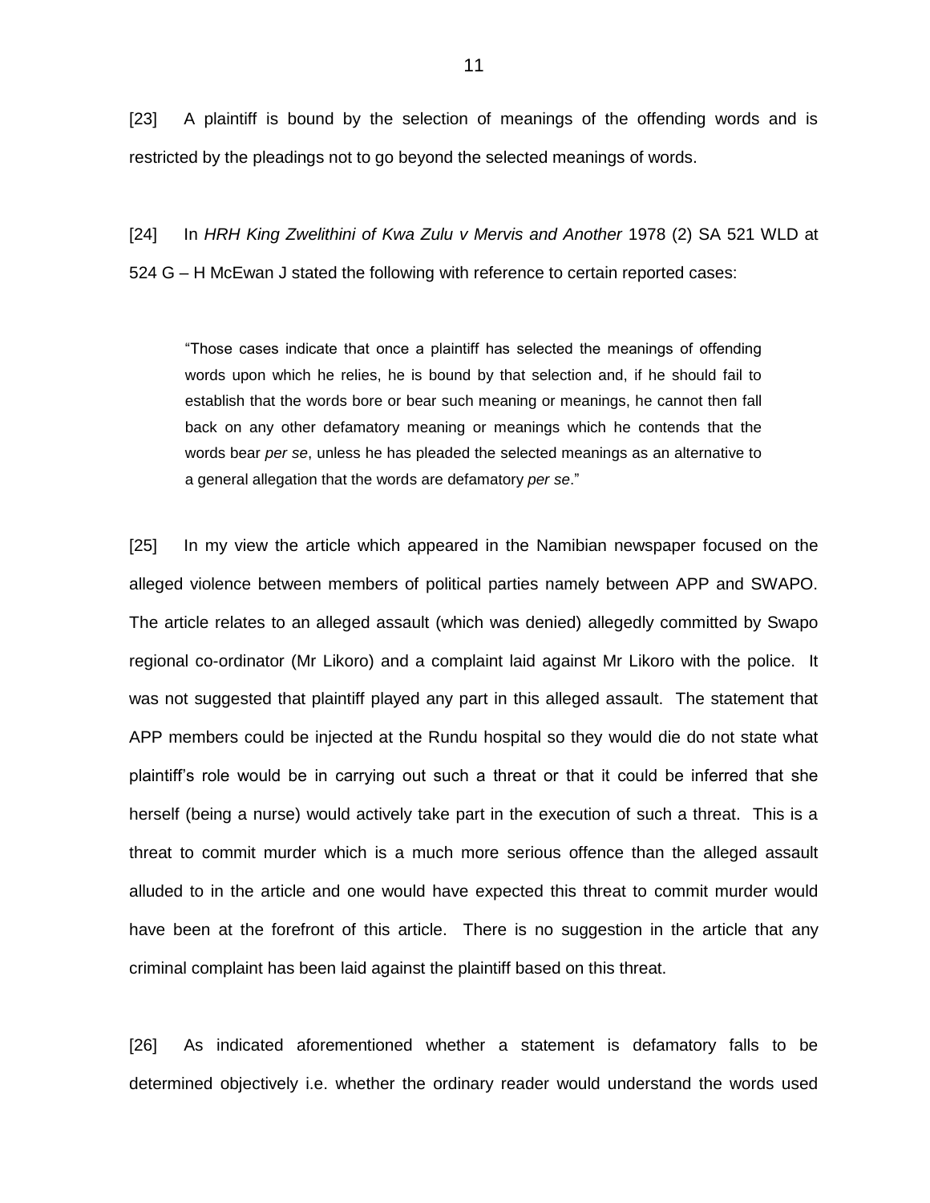[23] A plaintiff is bound by the selection of meanings of the offending words and is restricted by the pleadings not to go beyond the selected meanings of words.

[24] In *HRH King Zwelithini of Kwa Zulu v Mervis and Another* 1978 (2) SA 521 WLD at 524 G – H McEwan J stated the following with reference to certain reported cases:

> "Those cases indicate that once a plaintiff has selected the meanings of offending words upon which he relies, he is bound by that selection and, if he should fail to establish that the words bore or bear such meaning or meanings, he cannot then fall back on any other defamatory meaning or meanings which he contends that the words bear *per se*, unless he has pleaded the selected meanings as an alternative to a general allegation that the words are defamatory *per se*."

[25] In my view the article which appeared in the Namibian newspaper focused on the alleged violence between members of political parties namely between APP and SWAPO. The article relates to an alleged assault (which was denied) allegedly committed by Swapo regional co-ordinator (Mr Likoro) and a complaint laid against Mr Likoro with the police. It was not suggested that plaintiff played any part in this alleged assault. The statement that APP members could be injected at the Rundu hospital so they would die do not state what plaintiff's role would be in carrying out such a threat or that it could be inferred that she herself (being a nurse) would actively take part in the execution of such a threat. This is a threat to commit murder which is a much more serious offence than the alleged assault alluded to in the article and one would have expected this threat to commit murder would have been at the forefront of this article. There is no suggestion in the article that any criminal complaint has been laid against the plaintiff based on this threat.

[26] As indicated aforementioned whether a statement is defamatory falls to be determined objectively i.e. whether the ordinary reader would understand the words used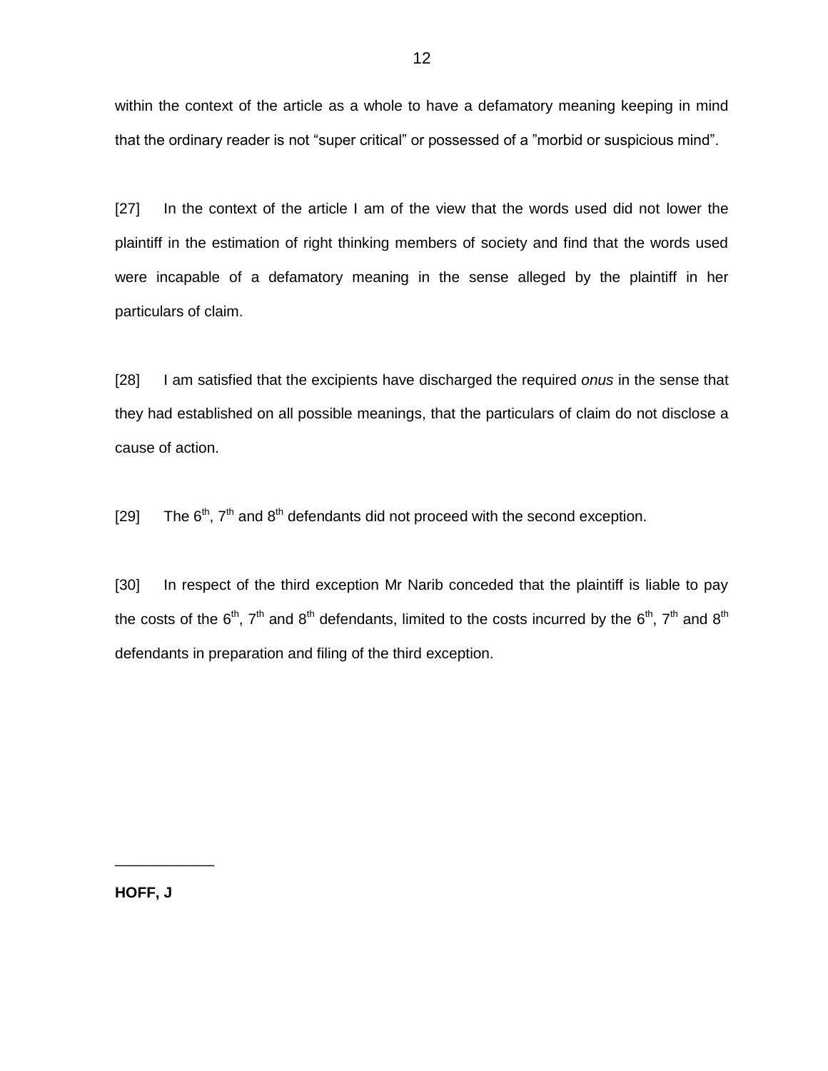within the context of the article as a whole to have a defamatory meaning keeping in mind that the ordinary reader is not "super critical" or possessed of a "morbid or suspicious mind".

[27] In the context of the article I am of the view that the words used did not lower the plaintiff in the estimation of right thinking members of society and find that the words used were incapable of a defamatory meaning in the sense alleged by the plaintiff in her particulars of claim.

[28] I am satisfied that the excipients have discharged the required *onus* in the sense that they had established on all possible meanings, that the particulars of claim do not disclose a cause of action.

[29] The 6th, 7th and 8th defendants did not proceed with the second exception.

[30] In respect of the third exception Mr Narib conceded that the plaintiff is liable to pay the costs of the 6th, 7th and 8th defendants, limited to the costs incurred by the 6th, 7th and 8th defendants in preparation and filing of the third exception.

\_\_\_\_\_\_\_\_\_\_\_\_

**HOFF, J**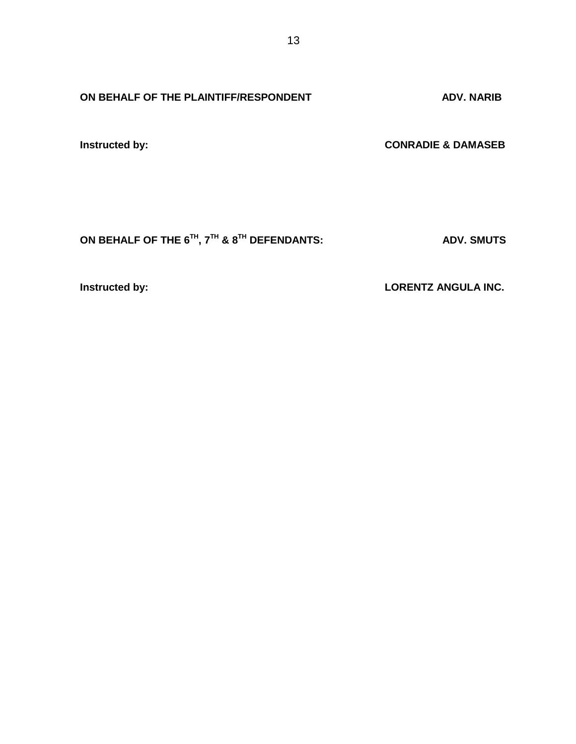**ON BEHALF OF THE PLAINTIFF/RESPONDENT** **ADV. NARIB**

**Instructed by:** **CONRADIE & DAMASEB**

**ON BEHALF OF THE 6$^{TH}$, 7$^{TH}$ & 8$^{TH}$ DEFENDANTS:** **ADV. SMUTS**

**Instructed by:** **LORENTZ ANGULA INC.**